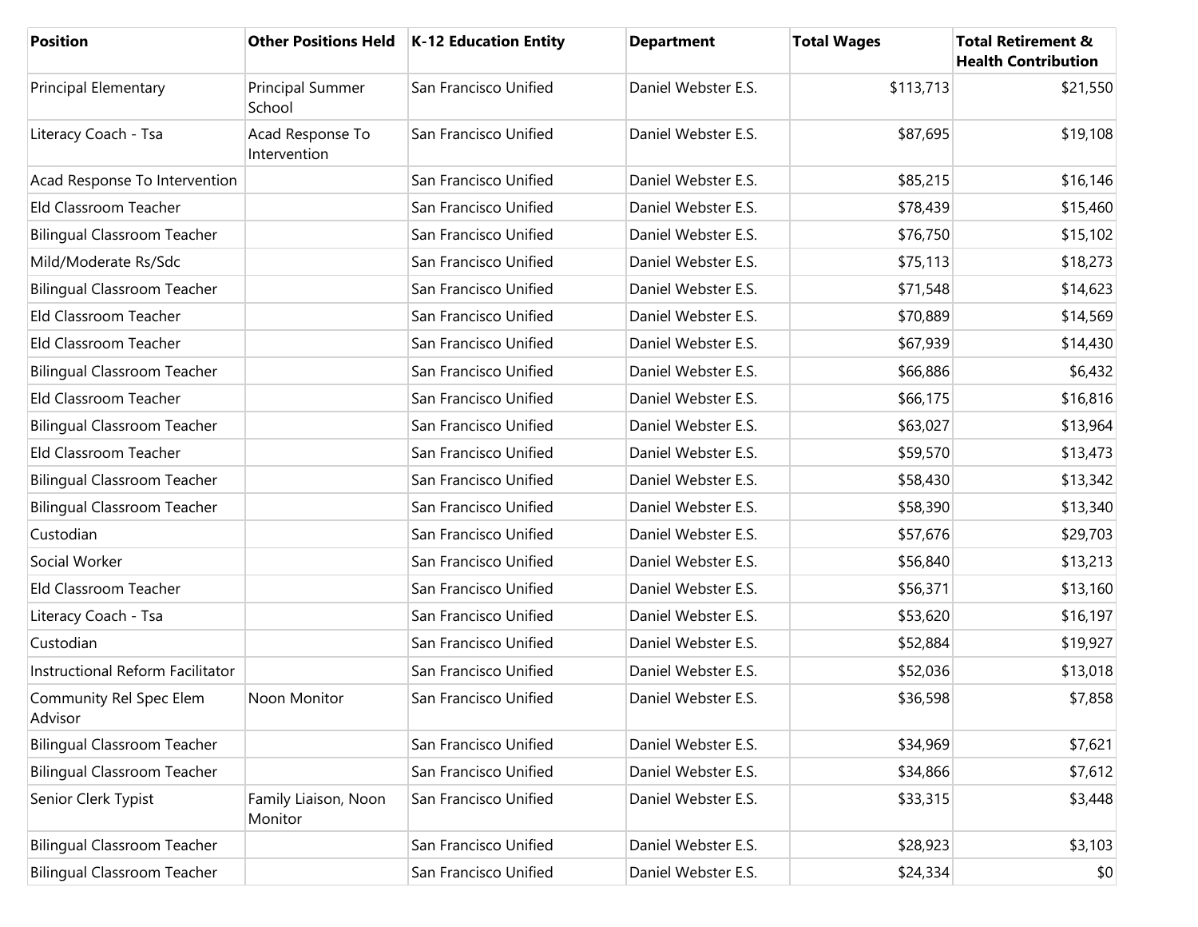| Position | Other Positions Held | K-12 Education Entity | Department | Total Wages | Total Retirement & Health Contribution |
| --- | --- | --- | --- | --- | --- |
| Principal Elementary | Principal Summer School | San Francisco Unified | Daniel Webster E.S. | $113,713 | $21,550 |
| Literacy Coach - Tsa | Acad Response To Intervention | San Francisco Unified | Daniel Webster E.S. | $87,695 | $19,108 |
| Acad Response To Intervention | | San Francisco Unified | Daniel Webster E.S. | $85,215 | $16,146 |
| Eld Classroom Teacher | | San Francisco Unified | Daniel Webster E.S. | $78,439 | $15,460 |
| Bilingual Classroom Teacher | | San Francisco Unified | Daniel Webster E.S. | $76,750 | $15,102 |
| Mild/Moderate Rs/Sdc | | San Francisco Unified | Daniel Webster E.S. | $75,113 | $18,273 |
| Bilingual Classroom Teacher | | San Francisco Unified | Daniel Webster E.S. | $71,548 | $14,623 |
| Eld Classroom Teacher | | San Francisco Unified | Daniel Webster E.S. | $70,889 | $14,569 |
| Eld Classroom Teacher | | San Francisco Unified | Daniel Webster E.S. | $67,939 | $14,430 |
| Bilingual Classroom Teacher | | San Francisco Unified | Daniel Webster E.S. | $66,886 | $6,432 |
| Eld Classroom Teacher | | San Francisco Unified | Daniel Webster E.S. | $66,175 | $16,816 |
| Bilingual Classroom Teacher | | San Francisco Unified | Daniel Webster E.S. | $63,027 | $13,964 |
| Eld Classroom Teacher | | San Francisco Unified | Daniel Webster E.S. | $59,570 | $13,473 |
| Bilingual Classroom Teacher | | San Francisco Unified | Daniel Webster E.S. | $58,430 | $13,342 |
| Bilingual Classroom Teacher | | San Francisco Unified | Daniel Webster E.S. | $58,390 | $13,340 |
| Custodian | | San Francisco Unified | Daniel Webster E.S. | $57,676 | $29,703 |
| Social Worker | | San Francisco Unified | Daniel Webster E.S. | $56,840 | $13,213 |
| Eld Classroom Teacher | | San Francisco Unified | Daniel Webster E.S. | $56,371 | $13,160 |
| Literacy Coach - Tsa | | San Francisco Unified | Daniel Webster E.S. | $53,620 | $16,197 |
| Custodian | | San Francisco Unified | Daniel Webster E.S. | $52,884 | $19,927 |
| Instructional Reform Facilitator | | San Francisco Unified | Daniel Webster E.S. | $52,036 | $13,018 |
| Community Rel Spec Elem Advisor | Noon Monitor | San Francisco Unified | Daniel Webster E.S. | $36,598 | $7,858 |
| Bilingual Classroom Teacher | | San Francisco Unified | Daniel Webster E.S. | $34,969 | $7,621 |
| Bilingual Classroom Teacher | | San Francisco Unified | Daniel Webster E.S. | $34,866 | $7,612 |
| Senior Clerk Typist | Family Liaison, Noon Monitor | San Francisco Unified | Daniel Webster E.S. | $33,315 | $3,448 |
| Bilingual Classroom Teacher | | San Francisco Unified | Daniel Webster E.S. | $28,923 | $3,103 |
| Bilingual Classroom Teacher | | San Francisco Unified | Daniel Webster E.S. | $24,334 | $0 |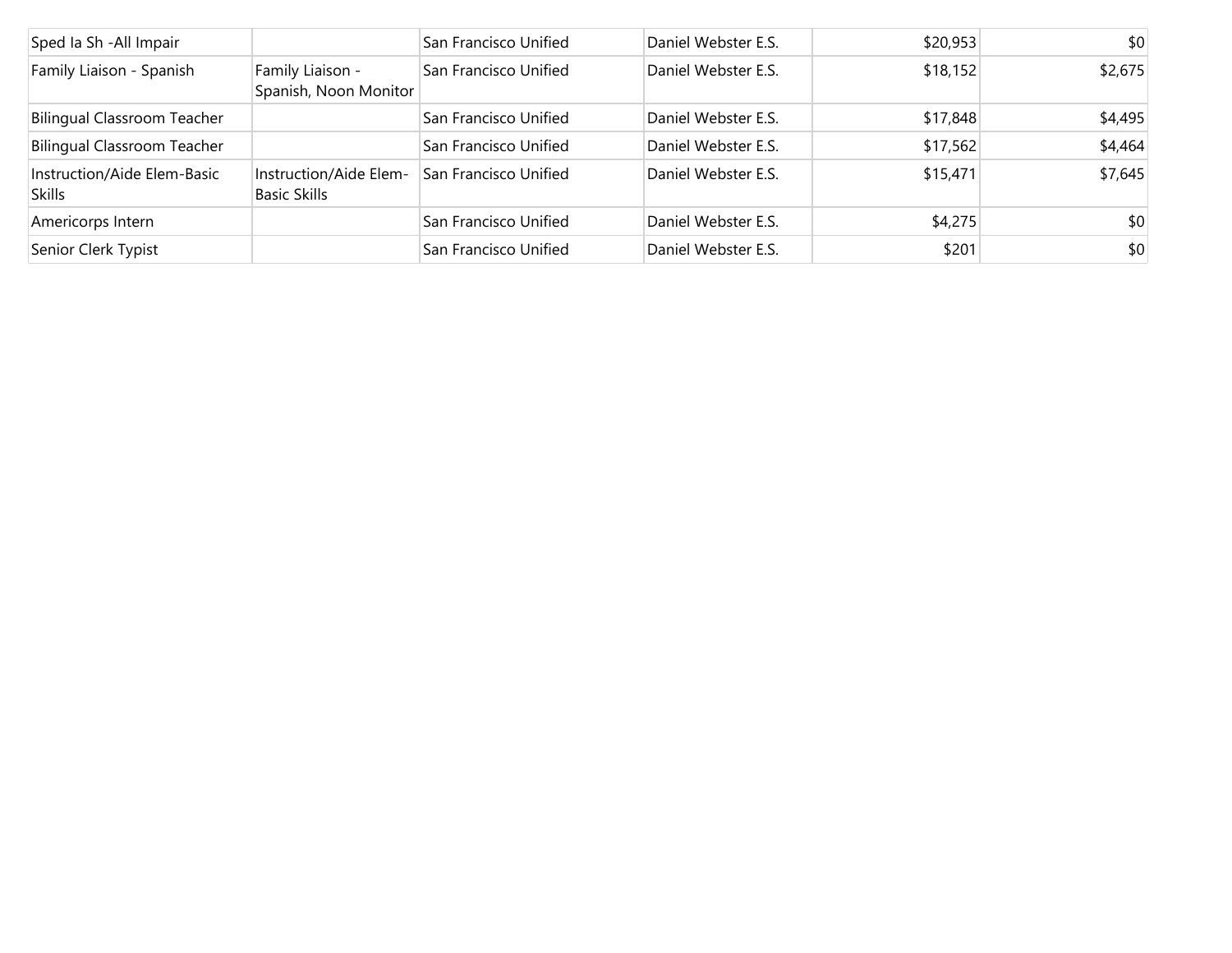| | | | | | |
|---|---|---|---|---|---|
| Sped Ia Sh -All Impair | | San Francisco Unified | Daniel Webster E.S. | $20,953 | $0 |
| Family Liaison - Spanish | Family Liaison - Spanish, Noon Monitor | San Francisco Unified | Daniel Webster E.S. | $18,152 | $2,675 |
| Bilingual Classroom Teacher | | San Francisco Unified | Daniel Webster E.S. | $17,848 | $4,495 |
| Bilingual Classroom Teacher | | San Francisco Unified | Daniel Webster E.S. | $17,562 | $4,464 |
| Instruction/Aide Elem-Basic Skills | Instruction/Aide Elem-Basic Skills | San Francisco Unified | Daniel Webster E.S. | $15,471 | $7,645 |
| Americorps Intern | | San Francisco Unified | Daniel Webster E.S. | $4,275 | $0 |
| Senior Clerk Typist | | San Francisco Unified | Daniel Webster E.S. | $201 | $0 |